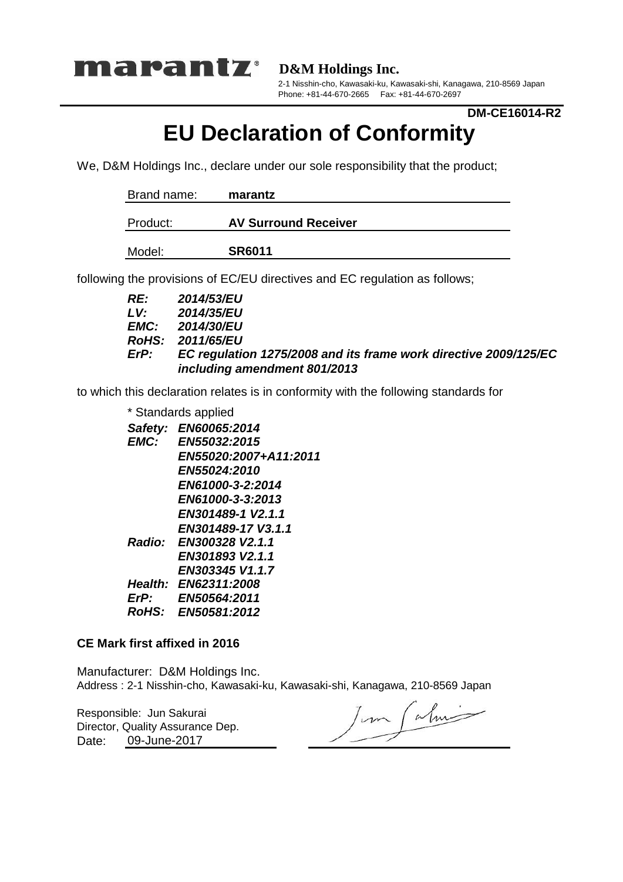**marantz** **D&M Holdings Inc.**

2-1 Nisshin-cho, Kawasaki-ku, Kawasaki-shi, Kanagawa, 210-8569 Japan
Phone: +81-44-670-2665 Fax: +81-44-670-2697

**DM-CE16014-R2**

# EU Declaration of Conformity

We, D&M Holdings Inc., declare under our sole responsibility that the product;

| | |
|---|---|
| Brand name: | **marantz** |
| Product: | **AV Surround Receiver** |
| Model: | **SR6011** |

following the provisions of EC/EU directives and EC regulation as follows;

***RE:*** ***2014/53/EU***
***LV:*** ***2014/35/EU***
***EMC:*** ***2014/30/EU***
***RoHS:*** ***2011/65/EU***
***ErP:*** ***EC regulation 1275/2008 and its frame work directive 2009/125/EC including amendment 801/2013***

to which this declaration relates is in conformity with the following standards for

* Standards applied

***Safety:*** ***EN60065:2014***
***EMC:*** ***EN55032:2015***
***EN55020:2007+A11:2011***
***EN55024:2010***
***EN61000-3-2:2014***
***EN61000-3-3:2013***
***EN301489-1 V2.1.1***
***EN301489-17 V3.1.1***
***Radio:*** ***EN300328 V2.1.1***
***EN301893 V2.1.1***
***EN303345 V1.1.7***
***Health:*** ***EN62311:2008***
***ErP:*** ***EN50564:2011***
***RoHS:*** ***EN50581:2012***

**CE Mark first affixed in 2016**

Manufacturer: D&M Holdings Inc.
Address : 2-1 Nisshin-cho, Kawasaki-ku, Kawasaki-shi, Kanagawa, 210-8569 Japan

Responsible: Jun Sakurai
Director, Quality Assurance Dep.
Date: 09-June-2017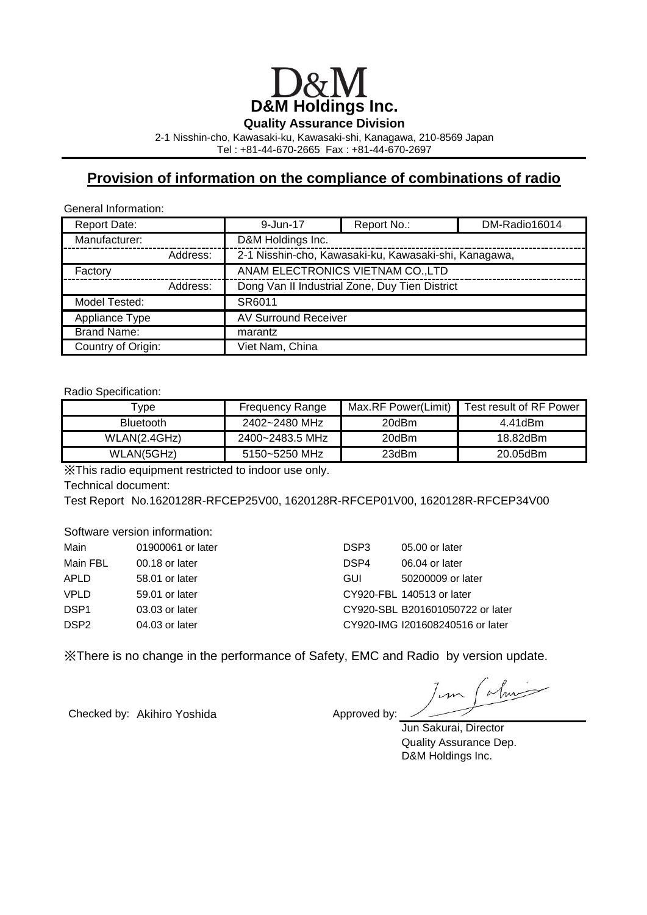D&M

**D&M Holdings Inc.**

**Quality Assurance Division**

2-1 Nisshin-cho, Kawasaki-ku, Kawasaki-shi, Kanagawa, 210-8569 Japan

Tel : +81-44-670-2665 Fax : +81-44-670-2697

## Provision of information on the compliance of combinations of radio

General Information:

| | | | |
|---|---|---|---|
| Report Date: | 9-Jun-17 | Report No.: | DM-Radio16014 |
| Manufacturer: | D&M Holdings Inc. | | |
| Address: | 2-1 Nisshin-cho, Kawasaki-ku, Kawasaki-shi, Kanagawa, | | |
| Factory | ANAM ELECTRONICS VIETNAM CO.,LTD | | |
| Address: | Dong Van II Industrial Zone, Duy Tien District | | |
| Model Tested: | SR6011 | | |
| Appliance Type | AV Surround Receiver | | |
| Brand Name: | marantz | | |
| Country of Origin: | Viet Nam, China | | |

Radio Specification:

| Type | Frequency Range | Max.RF Power(Limit) | Test result of RF Power |
|---|---|---|---|
| Bluetooth | 2402~2480 MHz | 20dBm | 4.41dBm |
| WLAN(2.4GHz) | 2400~2483.5 MHz | 20dBm | 18.82dBm |
| WLAN(5GHz) | 5150~5250 MHz | 23dBm | 20.05dBm |

※This radio equipment restricted to indoor use only.

Technical document:

Test Report No.1620128R-RFCEP25V00, 1620128R-RFCEP01V00, 1620128R-RFCEP34V00

Software version information:

| | | | |
|---|---|---|---|
| Main | 01900061 or later | DSP3 | 05.00 or later |
| Main FBL | 00.18 or later | DSP4 | 06.04 or later |
| APLD | 58.01 or later | GUI | 50200009 or later |
| VPLD | 59.01 or later | CY920-FBL | 140513 or later |
| DSP1 | 03.03 or later | CY920-SBL | B201601050722 or later |
| DSP2 | 04.03 or later | CY920-IMG | I201608240516 or later |

※There is no change in the performance of Safety, EMC and Radio by version update.

Checked by: Akihiro Yoshida

Approved by:

Jun Sakurai, Director
Quality Assurance Dep.
D&M Holdings Inc.